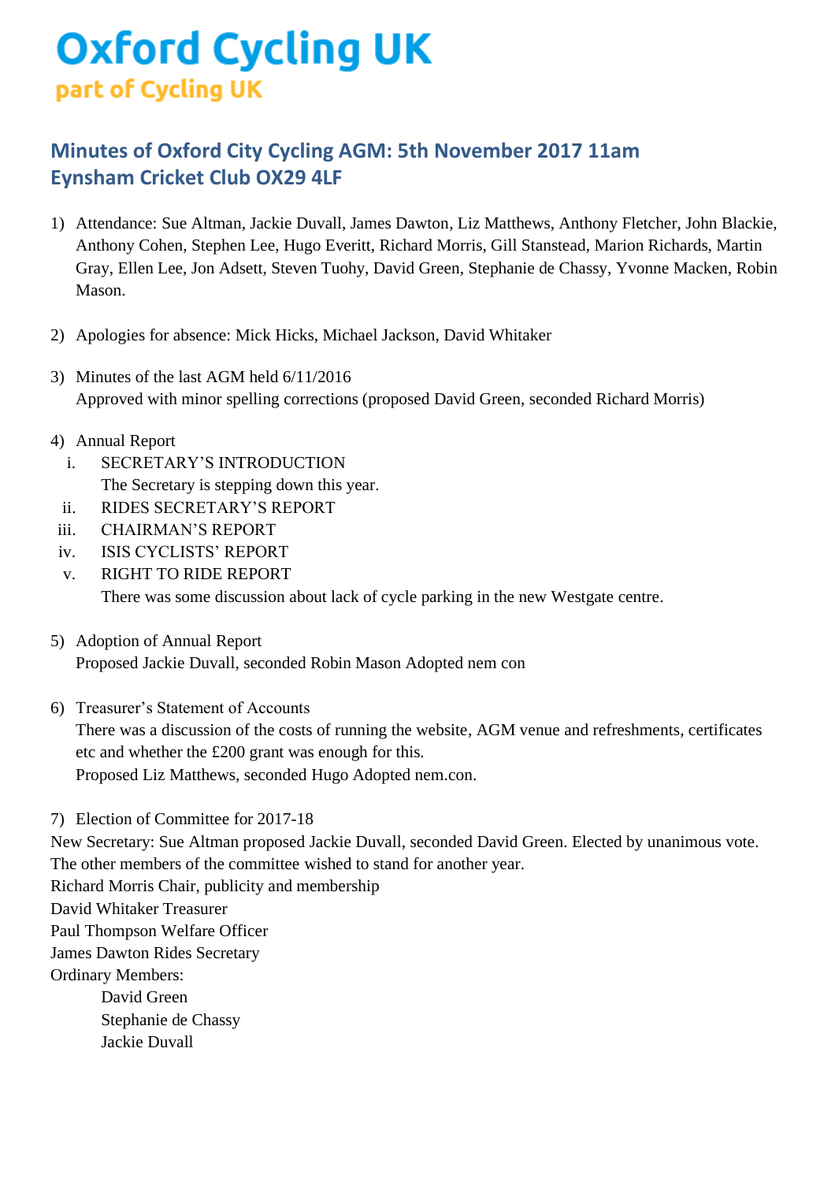# Oxford Cycling UK

part of Cycling UK

## Minutes of Oxford City Cycling AGM: 5th November 2017 11am
## Eynsham Cricket Club OX29 4LF

1) Attendance: Sue Altman, Jackie Duvall, James Dawton, Liz Matthews, Anthony Fletcher, John Blackie, Anthony Cohen, Stephen Lee, Hugo Everitt, Richard Morris, Gill Stanstead, Marion Richards, Martin Gray, Ellen Lee, Jon Adsett, Steven Tuohy, David Green, Stephanie de Chassy, Yvonne Macken, Robin Mason.

2) Apologies for absence: Mick Hicks, Michael Jackson, David Whitaker

3) Minutes of the last AGM held 6/11/2016
   Approved with minor spelling corrections (proposed David Green, seconded Richard Morris)

4) Annual Report
   i. SECRETARY'S INTRODUCTION
      The Secretary is stepping down this year.
   ii. RIDES SECRETARY'S REPORT
   iii. CHAIRMAN'S REPORT
   iv. ISIS CYCLISTS' REPORT
   v. RIGHT TO RIDE REPORT
      There was some discussion about lack of cycle parking in the new Westgate centre.

5) Adoption of Annual Report
   Proposed Jackie Duvall, seconded Robin Mason Adopted nem con

6) Treasurer's Statement of Accounts
   There was a discussion of the costs of running the website, AGM venue and refreshments, certificates etc and whether the £200 grant was enough for this.
   Proposed Liz Matthews, seconded Hugo Adopted nem.con.

7) Election of Committee for 2017-18

New Secretary: Sue Altman proposed Jackie Duvall, seconded David Green. Elected by unanimous vote.
The other members of the committee wished to stand for another year.
Richard Morris Chair, publicity and membership
David Whitaker Treasurer
Paul Thompson Welfare Officer
James Dawton Rides Secretary
Ordinary Members:
- David Green
- Stephanie de Chassy
- Jackie Duvall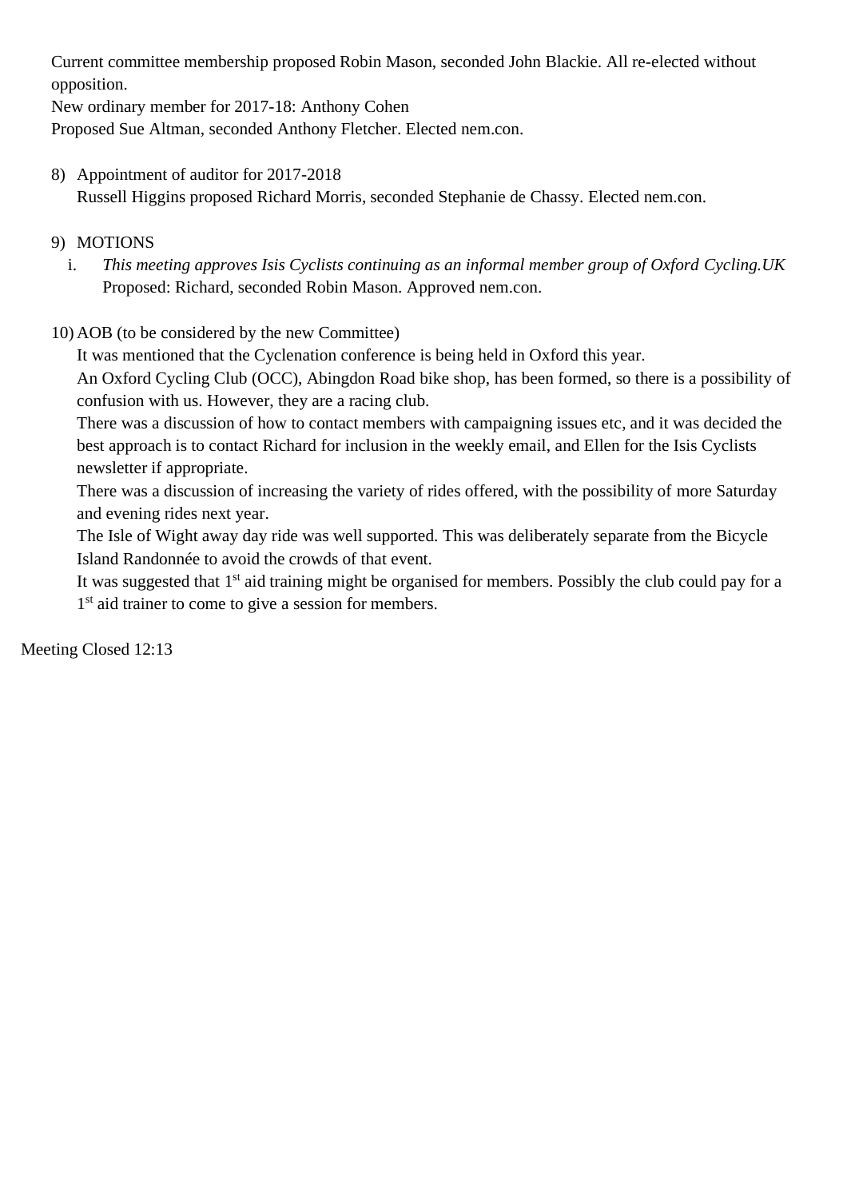Current committee membership proposed Robin Mason, seconded John Blackie. All re-elected without opposition.
New ordinary member for 2017-18: Anthony Cohen
Proposed Sue Altman, seconded Anthony Fletcher. Elected nem.con.

8) Appointment of auditor for 2017-2018
   Russell Higgins proposed Richard Morris, seconded Stephanie de Chassy. Elected nem.con.

9) MOTIONS
   i. *This meeting approves Isis Cyclists continuing as an informal member group of Oxford Cycling.UK*
      Proposed: Richard, seconded Robin Mason. Approved nem.con.

10) AOB (to be considered by the new Committee)
    It was mentioned that the Cyclenation conference is being held in Oxford this year.
    An Oxford Cycling Club (OCC), Abingdon Road bike shop, has been formed, so there is a possibility of confusion with us. However, they are a racing club.
    There was a discussion of how to contact members with campaigning issues etc, and it was decided the best approach is to contact Richard for inclusion in the weekly email, and Ellen for the Isis Cyclists newsletter if appropriate.
    There was a discussion of increasing the variety of rides offered, with the possibility of more Saturday and evening rides next year.
    The Isle of Wight away day ride was well supported. This was deliberately separate from the Bicycle Island Randonnée to avoid the crowds of that event.
    It was suggested that 1st aid training might be organised for members. Possibly the club could pay for a 1st aid trainer to come to give a session for members.

Meeting Closed 12:13